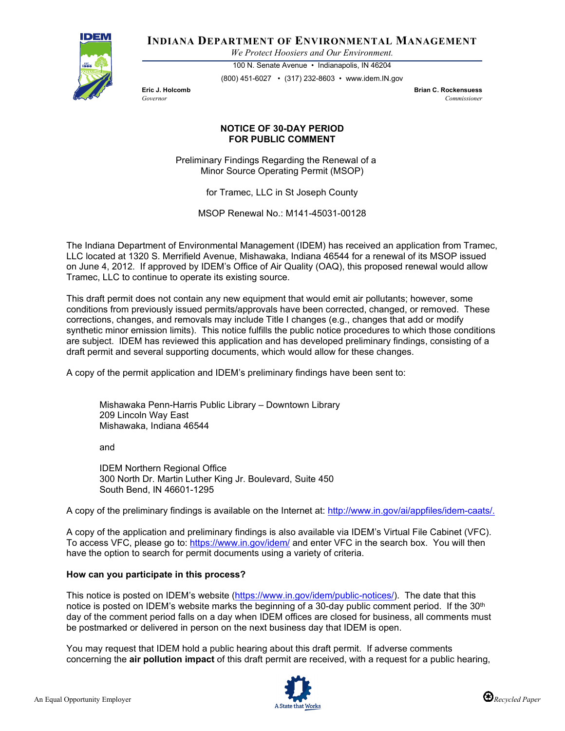# INDIANA DEPARTMENT OF ENVIRONMENTAL MANAGEMENT

*We Protect Hoosiers and Our Environment.*

100 N. Senate Avenue • Indianapolis, IN 46204

(800) 451-6027 • (317) 232-8603 • www.idem.IN.gov

**Eric J. Holcomb**
*Governor*

**Brian C. Rockensuess**
*Commissioner*

## NOTICE OF 30-DAY PERIOD FOR PUBLIC COMMENT

Preliminary Findings Regarding the Renewal of a Minor Source Operating Permit (MSOP)

for Tramec, LLC in St Joseph County

MSOP Renewal No.: M141-45031-00128

The Indiana Department of Environmental Management (IDEM) has received an application from Tramec, LLC located at 1320 S. Merrifield Avenue, Mishawaka, Indiana 46544 for a renewal of its MSOP issued on June 4, 2012. If approved by IDEM's Office of Air Quality (OAQ), this proposed renewal would allow Tramec, LLC to continue to operate its existing source.

This draft permit does not contain any new equipment that would emit air pollutants; however, some conditions from previously issued permits/approvals have been corrected, changed, or removed. These corrections, changes, and removals may include Title I changes (e.g., changes that add or modify synthetic minor emission limits). This notice fulfills the public notice procedures to which those conditions are subject. IDEM has reviewed this application and has developed preliminary findings, consisting of a draft permit and several supporting documents, which would allow for these changes.

A copy of the permit application and IDEM's preliminary findings have been sent to:

Mishawaka Penn-Harris Public Library – Downtown Library
209 Lincoln Way East
Mishawaka, Indiana 46544

and

IDEM Northern Regional Office
300 North Dr. Martin Luther King Jr. Boulevard, Suite 450
South Bend, IN 46601-1295

A copy of the preliminary findings is available on the Internet at: http://www.in.gov/ai/appfiles/idem-caats/.

A copy of the application and preliminary findings is also available via IDEM's Virtual File Cabinet (VFC). To access VFC, please go to: https://www.in.gov/idem/ and enter VFC in the search box. You will then have the option to search for permit documents using a variety of criteria.

**How can you participate in this process?**

This notice is posted on IDEM's website (https://www.in.gov/idem/public-notices/). The date that this notice is posted on IDEM's website marks the beginning of a 30-day public comment period. If the 30th day of the comment period falls on a day when IDEM offices are closed for business, all comments must be postmarked or delivered in person on the next business day that IDEM is open.

You may request that IDEM hold a public hearing about this draft permit. If adverse comments concerning the **air pollution impact** of this draft permit are received, with a request for a public hearing,

An Equal Opportunity Employer

Recycled Paper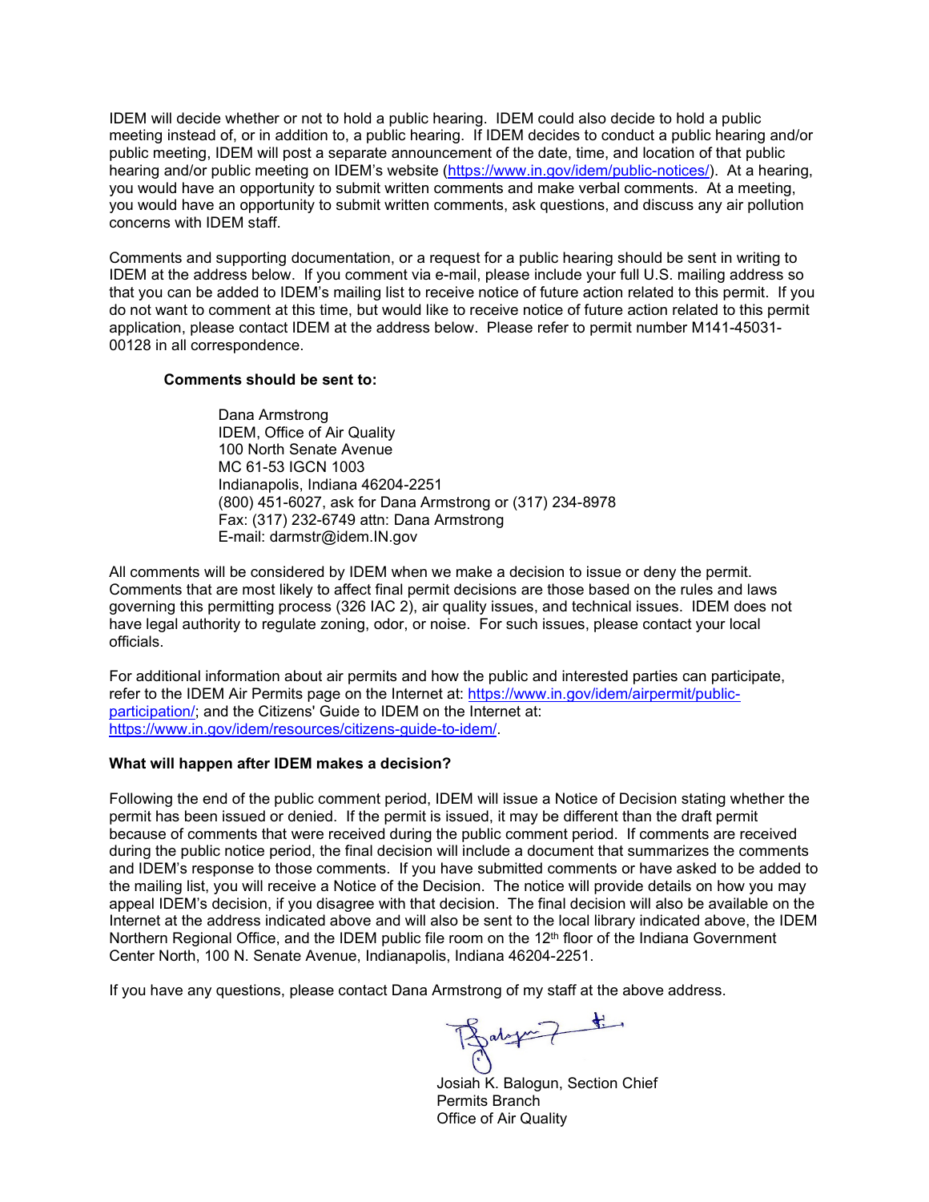IDEM will decide whether or not to hold a public hearing. IDEM could also decide to hold a public meeting instead of, or in addition to, a public hearing. If IDEM decides to conduct a public hearing and/or public meeting, IDEM will post a separate announcement of the date, time, and location of that public hearing and/or public meeting on IDEM's website (https://www.in.gov/idem/public-notices/). At a hearing, you would have an opportunity to submit written comments and make verbal comments. At a meeting, you would have an opportunity to submit written comments, ask questions, and discuss any air pollution concerns with IDEM staff.

Comments and supporting documentation, or a request for a public hearing should be sent in writing to IDEM at the address below. If you comment via e-mail, please include your full U.S. mailing address so that you can be added to IDEM's mailing list to receive notice of future action related to this permit. If you do not want to comment at this time, but would like to receive notice of future action related to this permit application, please contact IDEM at the address below. Please refer to permit number M141-45031-00128 in all correspondence.

**Comments should be sent to:**

Dana Armstrong
IDEM, Office of Air Quality
100 North Senate Avenue
MC 61-53 IGCN 1003
Indianapolis, Indiana 46204-2251
(800) 451-6027, ask for Dana Armstrong or (317) 234-8978
Fax: (317) 232-6749 attn: Dana Armstrong
E-mail: darmstr@idem.IN.gov

All comments will be considered by IDEM when we make a decision to issue or deny the permit. Comments that are most likely to affect final permit decisions are those based on the rules and laws governing this permitting process (326 IAC 2), air quality issues, and technical issues. IDEM does not have legal authority to regulate zoning, odor, or noise. For such issues, please contact your local officials.

For additional information about air permits and how the public and interested parties can participate, refer to the IDEM Air Permits page on the Internet at: https://www.in.gov/idem/airpermit/public-participation/; and the Citizens' Guide to IDEM on the Internet at: https://www.in.gov/idem/resources/citizens-guide-to-idem/.

**What will happen after IDEM makes a decision?**

Following the end of the public comment period, IDEM will issue a Notice of Decision stating whether the permit has been issued or denied. If the permit is issued, it may be different than the draft permit because of comments that were received during the public comment period. If comments are received during the public notice period, the final decision will include a document that summarizes the comments and IDEM's response to those comments. If you have submitted comments or have asked to be added to the mailing list, you will receive a Notice of the Decision. The notice will provide details on how you may appeal IDEM's decision, if you disagree with that decision. The final decision will also be available on the Internet at the address indicated above and will also be sent to the local library indicated above, the IDEM Northern Regional Office, and the IDEM public file room on the 12th floor of the Indiana Government Center North, 100 N. Senate Avenue, Indianapolis, Indiana 46204-2251.

If you have any questions, please contact Dana Armstrong of my staff at the above address.

Josiah K. Balogun, Section Chief
Permits Branch
Office of Air Quality